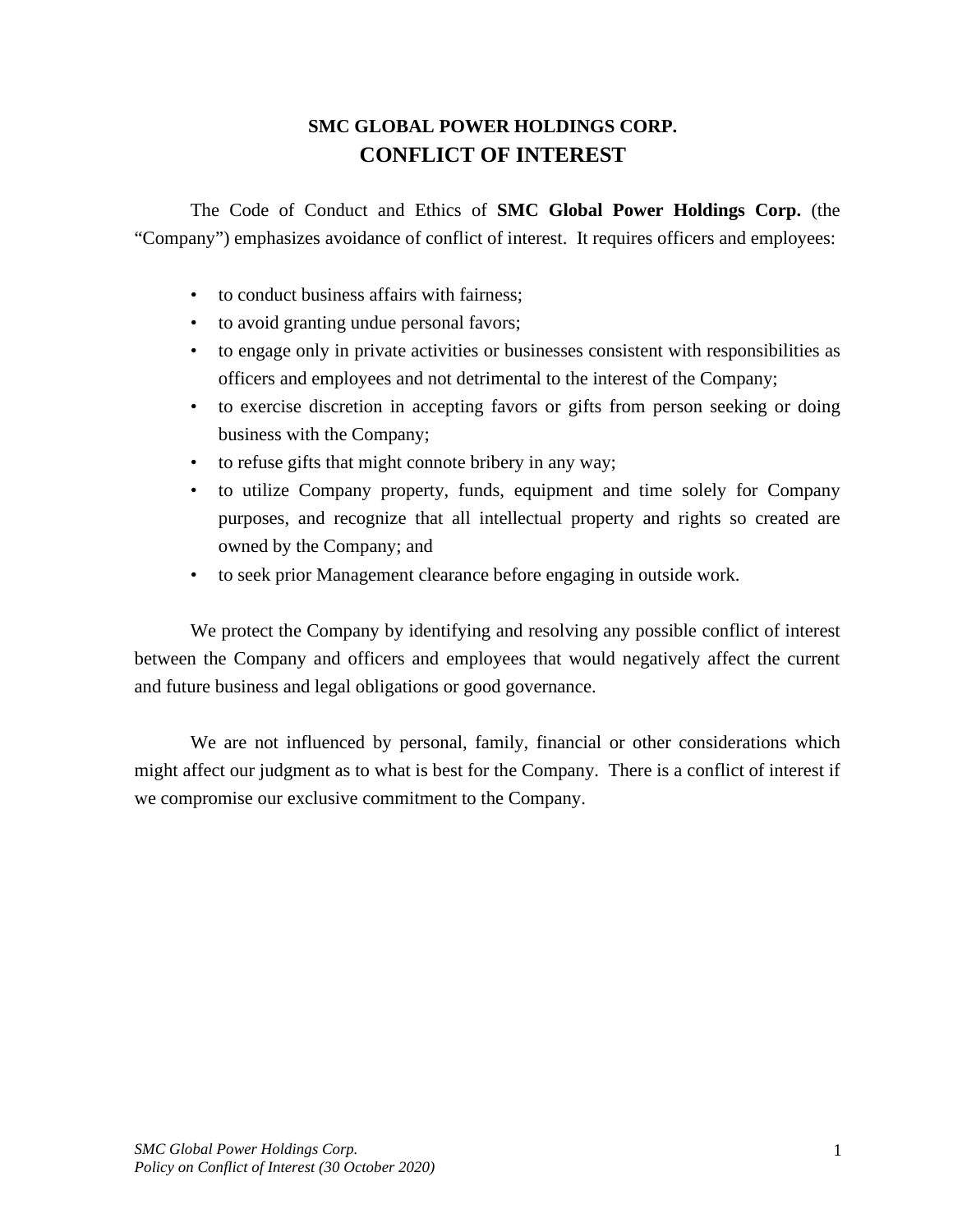# SMC GLOBAL POWER HOLDINGS CORP.
# CONFLICT OF INTEREST

The Code of Conduct and Ethics of **SMC Global Power Holdings Corp.** (the "Company") emphasizes avoidance of conflict of interest. It requires officers and employees:

- to conduct business affairs with fairness;
- to avoid granting undue personal favors;
- to engage only in private activities or businesses consistent with responsibilities as officers and employees and not detrimental to the interest of the Company;
- to exercise discretion in accepting favors or gifts from person seeking or doing business with the Company;
- to refuse gifts that might connote bribery in any way;
- to utilize Company property, funds, equipment and time solely for Company purposes, and recognize that all intellectual property and rights so created are owned by the Company; and
- to seek prior Management clearance before engaging in outside work.

We protect the Company by identifying and resolving any possible conflict of interest between the Company and officers and employees that would negatively affect the current and future business and legal obligations or good governance.

We are not influenced by personal, family, financial or other considerations which might affect our judgment as to what is best for the Company. There is a conflict of interest if we compromise our exclusive commitment to the Company.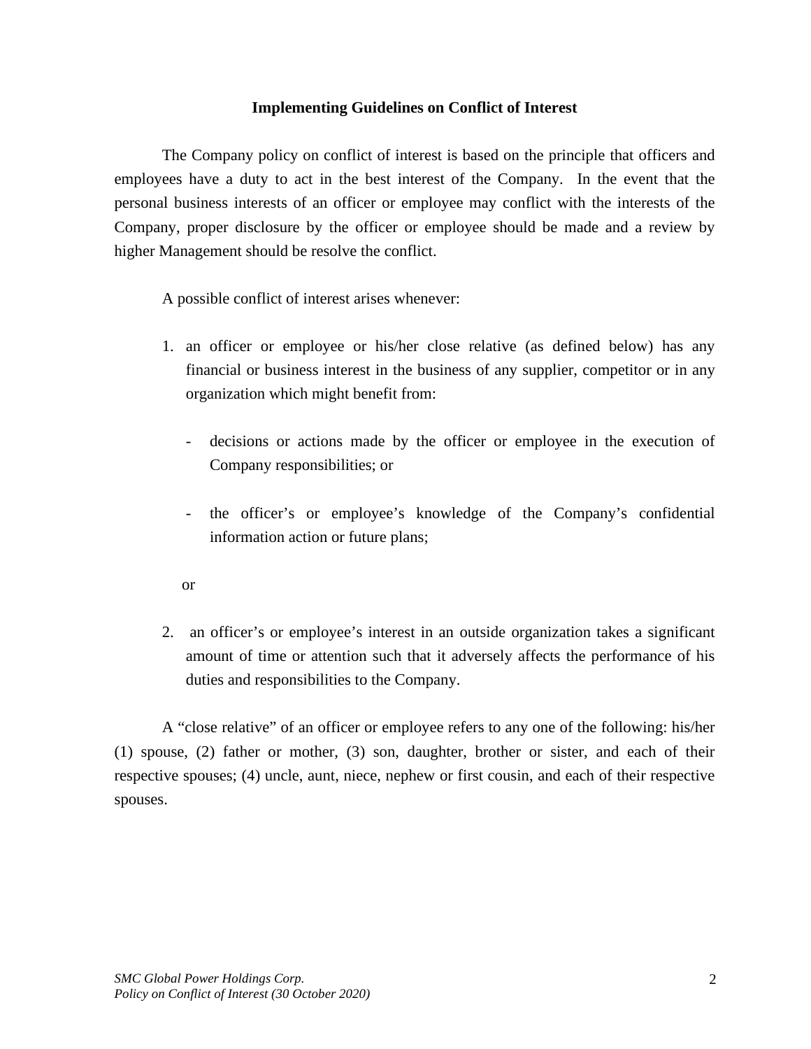**Implementing Guidelines on Conflict of Interest**

The Company policy on conflict of interest is based on the principle that officers and employees have a duty to act in the best interest of the Company. In the event that the personal business interests of an officer or employee may conflict with the interests of the Company, proper disclosure by the officer or employee should be made and a review by higher Management should be resolve the conflict.

A possible conflict of interest arises whenever:

1. an officer or employee or his/her close relative (as defined below) has any financial or business interest in the business of any supplier, competitor or in any organization which might benefit from:

   - decisions or actions made by the officer or employee in the execution of Company responsibilities; or

   - the officer's or employee's knowledge of the Company's confidential information action or future plans;

   or

2. an officer's or employee's interest in an outside organization takes a significant amount of time or attention such that it adversely affects the performance of his duties and responsibilities to the Company.

A "close relative" of an officer or employee refers to any one of the following: his/her (1) spouse, (2) father or mother, (3) son, daughter, brother or sister, and each of their respective spouses; (4) uncle, aunt, niece, nephew or first cousin, and each of their respective spouses.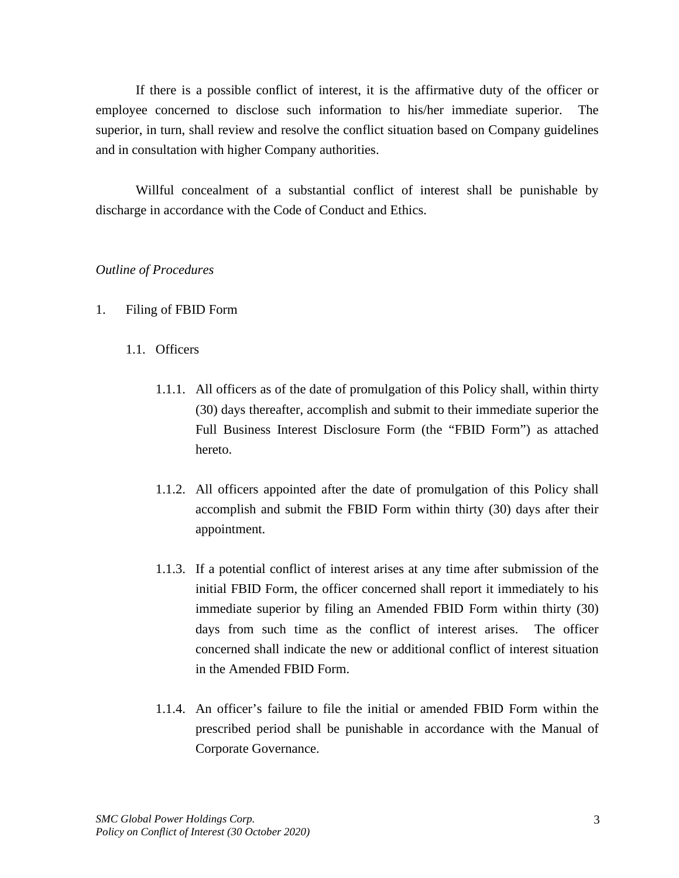If there is a possible conflict of interest, it is the affirmative duty of the officer or employee concerned to disclose such information to his/her immediate superior. The superior, in turn, shall review and resolve the conflict situation based on Company guidelines and in consultation with higher Company authorities.

Willful concealment of a substantial conflict of interest shall be punishable by discharge in accordance with the Code of Conduct and Ethics.

*Outline of Procedures*

1. Filing of FBID Form

   1.1. Officers

      1.1.1. All officers as of the date of promulgation of this Policy shall, within thirty (30) days thereafter, accomplish and submit to their immediate superior the Full Business Interest Disclosure Form (the "FBID Form") as attached hereto.

      1.1.2. All officers appointed after the date of promulgation of this Policy shall accomplish and submit the FBID Form within thirty (30) days after their appointment.

      1.1.3. If a potential conflict of interest arises at any time after submission of the initial FBID Form, the officer concerned shall report it immediately to his immediate superior by filing an Amended FBID Form within thirty (30) days from such time as the conflict of interest arises. The officer concerned shall indicate the new or additional conflict of interest situation in the Amended FBID Form.

      1.1.4. An officer's failure to file the initial or amended FBID Form within the prescribed period shall be punishable in accordance with the Manual of Corporate Governance.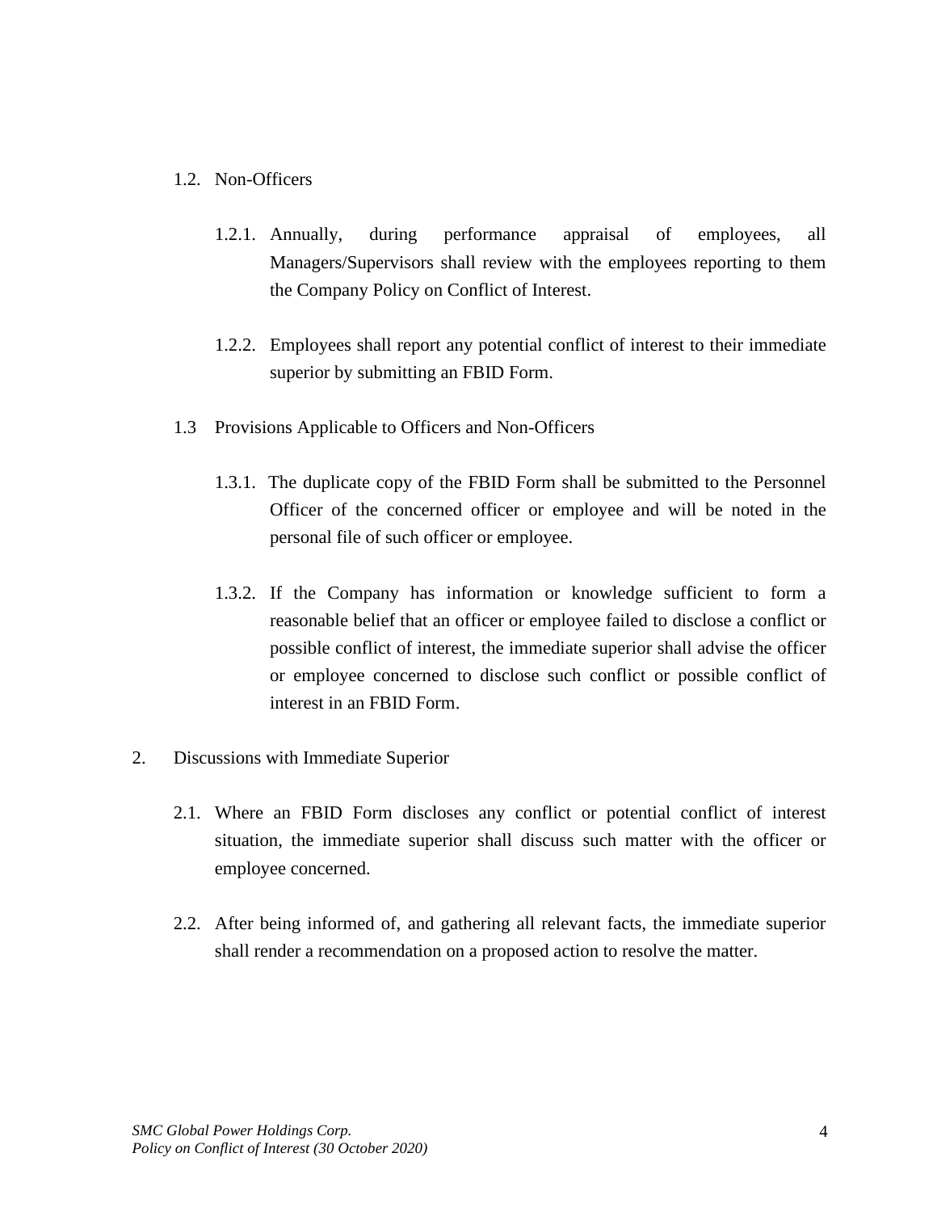1.2. Non-Officers

1.2.1. Annually, during performance appraisal of employees, all Managers/Supervisors shall review with the employees reporting to them the Company Policy on Conflict of Interest.

1.2.2. Employees shall report any potential conflict of interest to their immediate superior by submitting an FBID Form.

1.3 Provisions Applicable to Officers and Non-Officers

1.3.1. The duplicate copy of the FBID Form shall be submitted to the Personnel Officer of the concerned officer or employee and will be noted in the personal file of such officer or employee.

1.3.2. If the Company has information or knowledge sufficient to form a reasonable belief that an officer or employee failed to disclose a conflict or possible conflict of interest, the immediate superior shall advise the officer or employee concerned to disclose such conflict or possible conflict of interest in an FBID Form.

2. Discussions with Immediate Superior

2.1. Where an FBID Form discloses any conflict or potential conflict of interest situation, the immediate superior shall discuss such matter with the officer or employee concerned.

2.2. After being informed of, and gathering all relevant facts, the immediate superior shall render a recommendation on a proposed action to resolve the matter.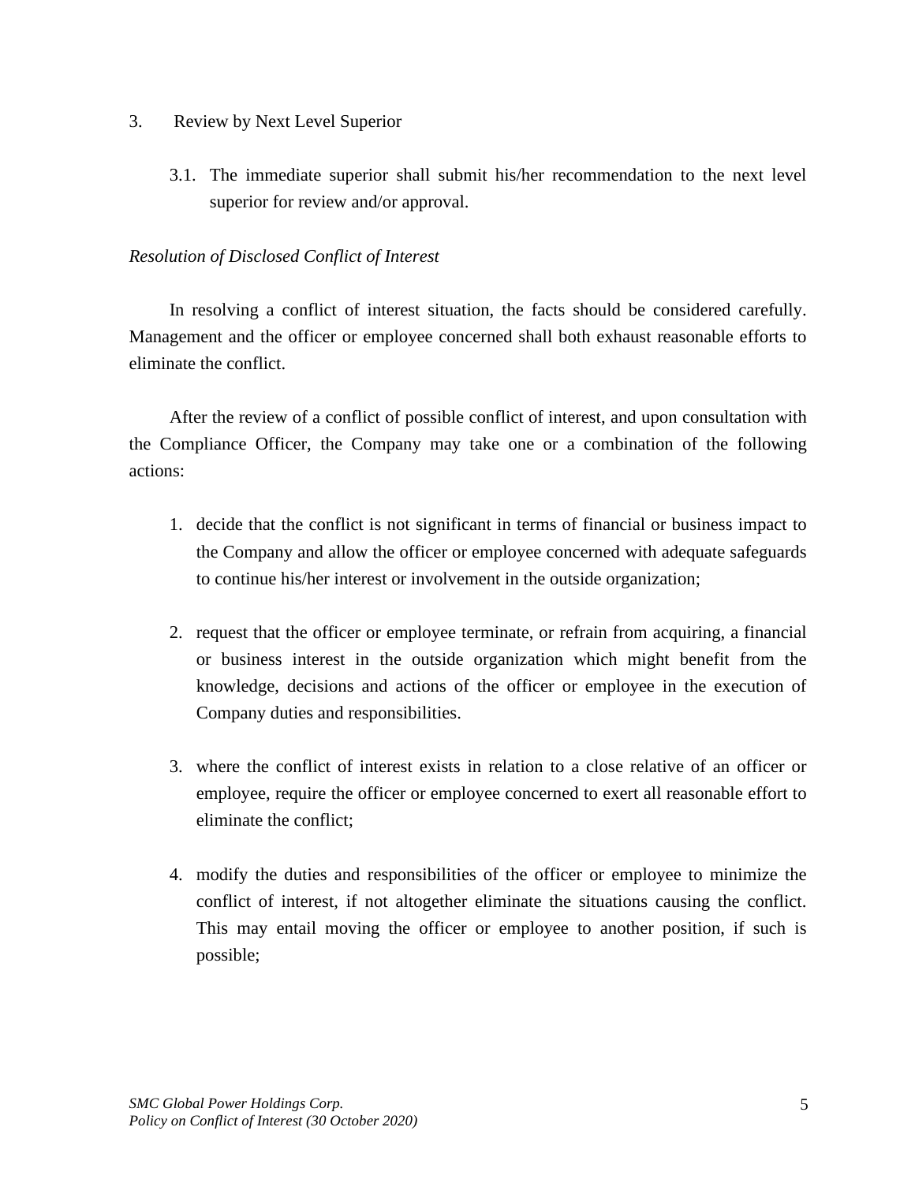3. Review by Next Level Superior

   3.1. The immediate superior shall submit his/her recommendation to the next level superior for review and/or approval.

*Resolution of Disclosed Conflict of Interest*

In resolving a conflict of interest situation, the facts should be considered carefully. Management and the officer or employee concerned shall both exhaust reasonable efforts to eliminate the conflict.

After the review of a conflict of possible conflict of interest, and upon consultation with the Compliance Officer, the Company may take one or a combination of the following actions:

1. decide that the conflict is not significant in terms of financial or business impact to the Company and allow the officer or employee concerned with adequate safeguards to continue his/her interest or involvement in the outside organization;

2. request that the officer or employee terminate, or refrain from acquiring, a financial or business interest in the outside organization which might benefit from the knowledge, decisions and actions of the officer or employee in the execution of Company duties and responsibilities.

3. where the conflict of interest exists in relation to a close relative of an officer or employee, require the officer or employee concerned to exert all reasonable effort to eliminate the conflict;

4. modify the duties and responsibilities of the officer or employee to minimize the conflict of interest, if not altogether eliminate the situations causing the conflict. This may entail moving the officer or employee to another position, if such is possible;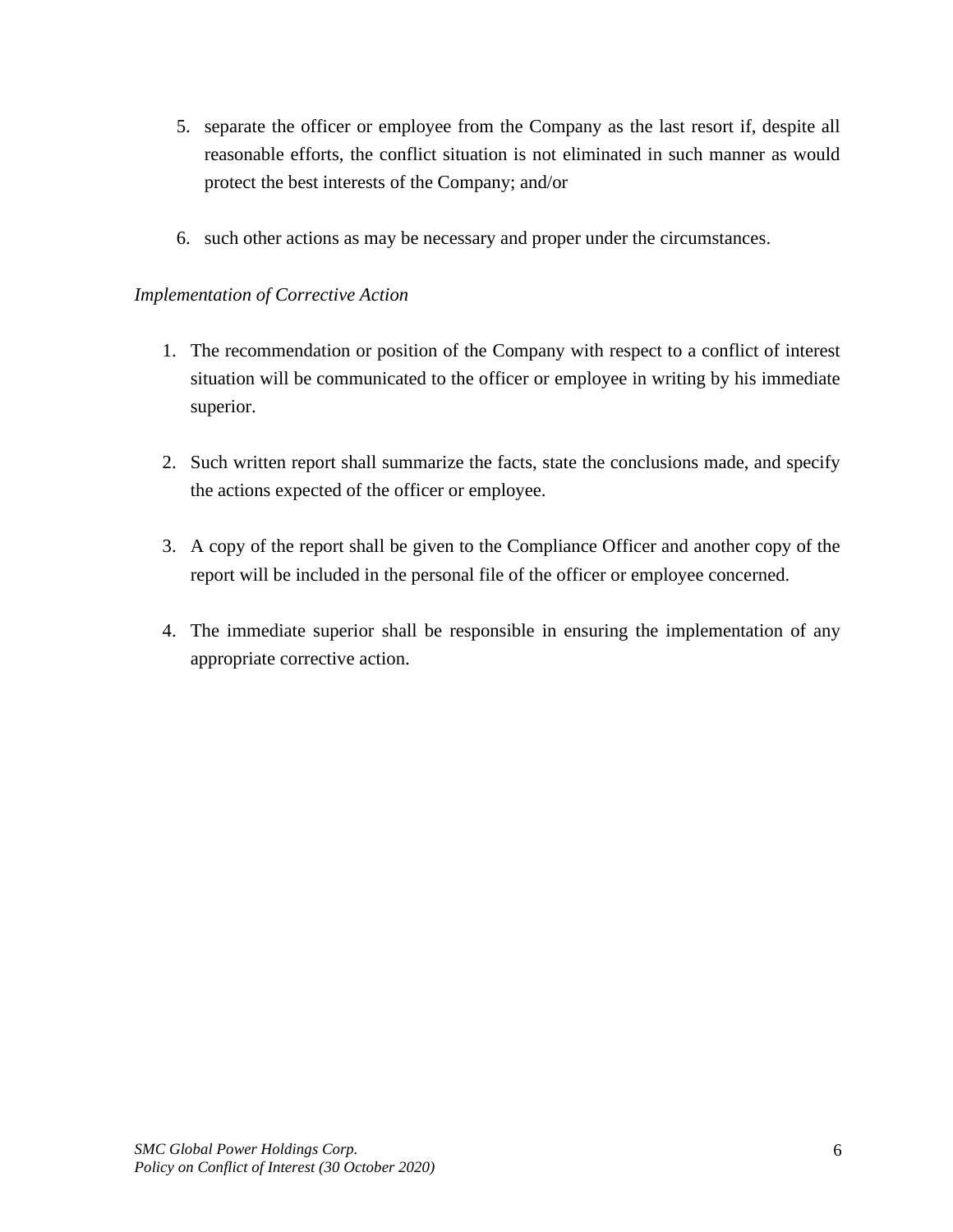5. separate the officer or employee from the Company as the last resort if, despite all reasonable efforts, the conflict situation is not eliminated in such manner as would protect the best interests of the Company; and/or

6. such other actions as may be necessary and proper under the circumstances.

*Implementation of Corrective Action*

1. The recommendation or position of the Company with respect to a conflict of interest situation will be communicated to the officer or employee in writing by his immediate superior.

2. Such written report shall summarize the facts, state the conclusions made, and specify the actions expected of the officer or employee.

3. A copy of the report shall be given to the Compliance Officer and another copy of the report will be included in the personal file of the officer or employee concerned.

4. The immediate superior shall be responsible in ensuring the implementation of any appropriate corrective action.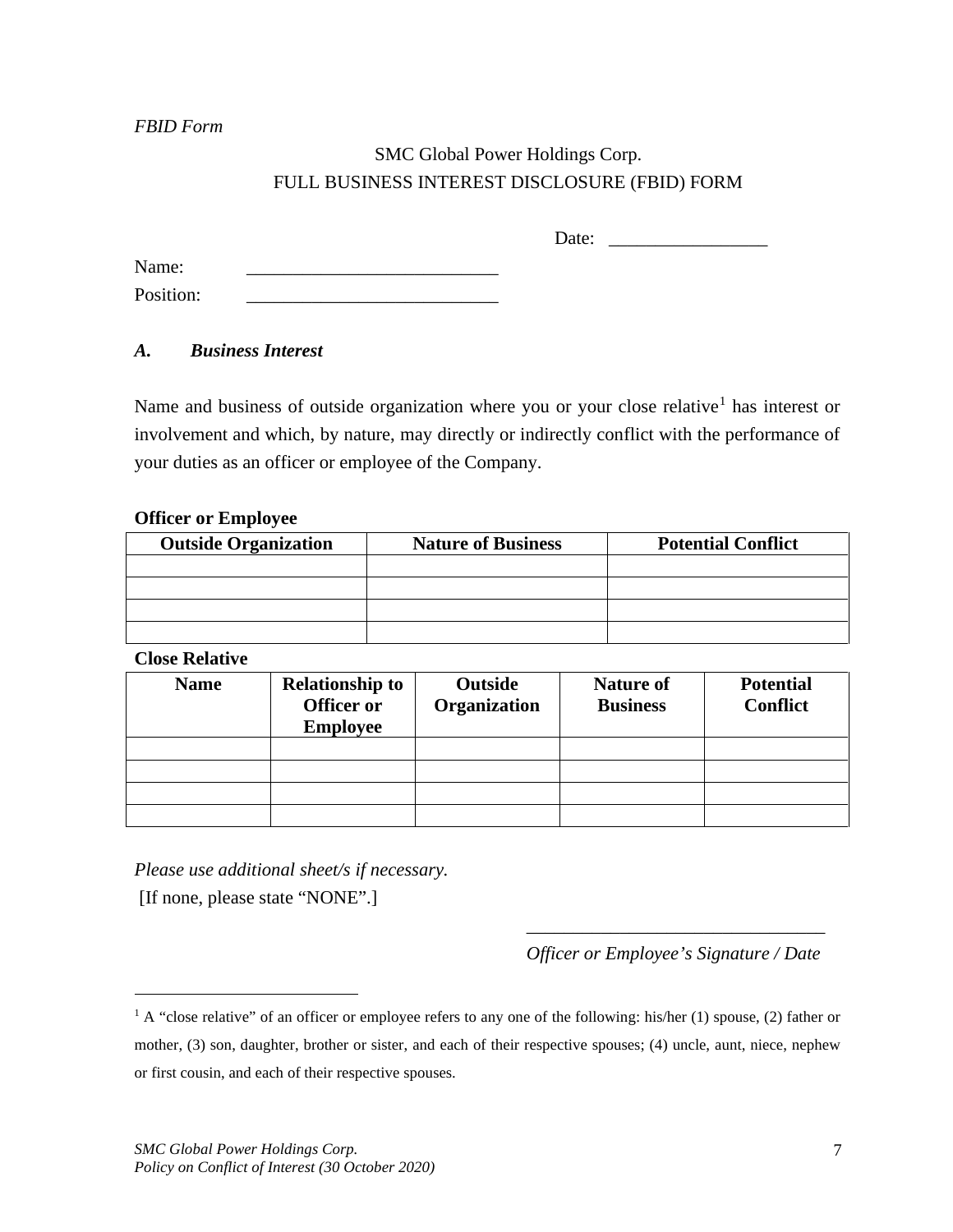*FBID Form*

SMC Global Power Holdings Corp.
FULL BUSINESS INTEREST DISCLOSURE (FBID) FORM

Date: _________________

Name: ___________________________
Position: ___________________________

### *A. Business Interest*

Name and business of outside organization where you or your close relative[1] has interest or involvement and which, by nature, may directly or indirectly conflict with the performance of your duties as an officer or employee of the Company.

**Officer or Employee**

| Outside Organization | Nature of Business | Potential Conflict |
|---|---|---|
| | | |
| | | |
| | | |
| | | |

**Close Relative**

| Name | Relationship to Officer or Employee | Outside Organization | Nature of Business | Potential Conflict |
|---|---|---|---|---|
| | | | | |
| | | | | |
| | | | | |
| | | | | |

*Please use additional sheet/s if necessary.*
[If none, please state "NONE".]

________________________________
*Officer or Employee's Signature / Date*

---

[1] A "close relative" of an officer or employee refers to any one of the following: his/her (1) spouse, (2) father or mother, (3) son, daughter, brother or sister, and each of their respective spouses; (4) uncle, aunt, niece, nephew or first cousin, and each of their respective spouses.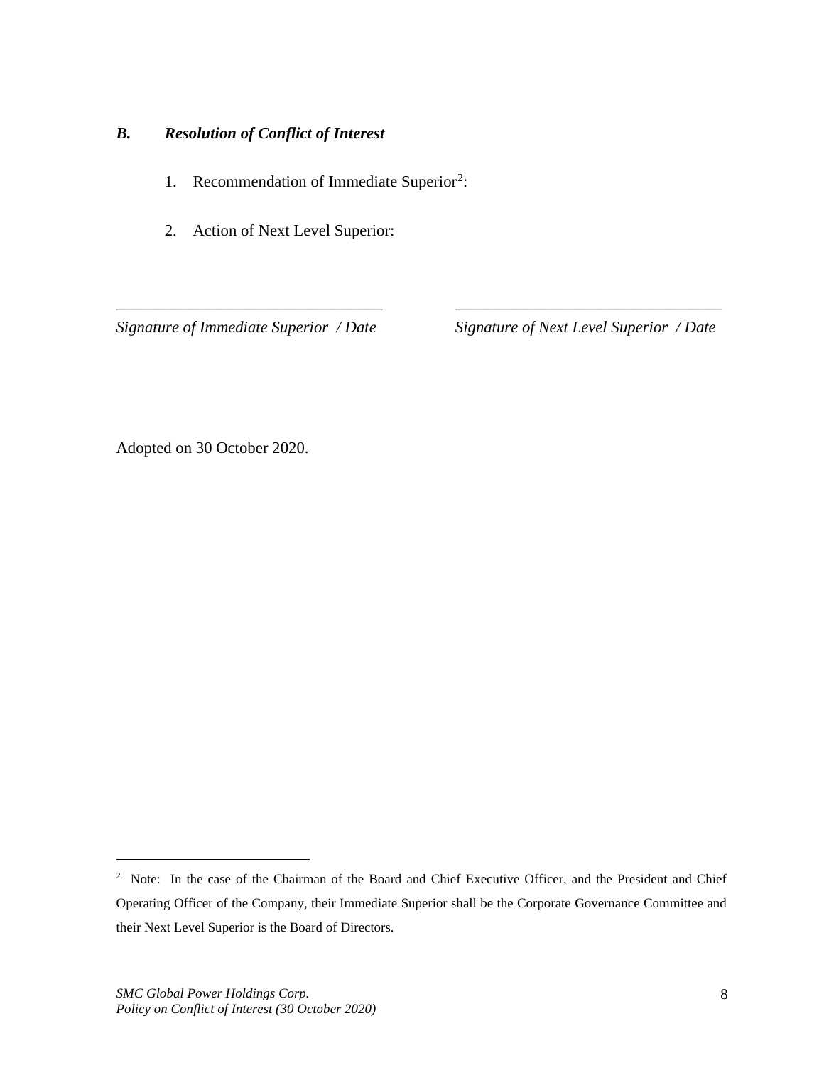### *B. Resolution of Conflict of Interest*

1. Recommendation of Immediate Superior[2]:

2. Action of Next Level Superior:

| | |
|---|---|
| _________________________________ | _________________________________ |
| *Signature of Immediate Superior / Date* | *Signature of Next Level Superior / Date* |

Adopted on 30 October 2020.

[2] Note: In the case of the Chairman of the Board and Chief Executive Officer, and the President and Chief Operating Officer of the Company, their Immediate Superior shall be the Corporate Governance Committee and their Next Level Superior is the Board of Directors.